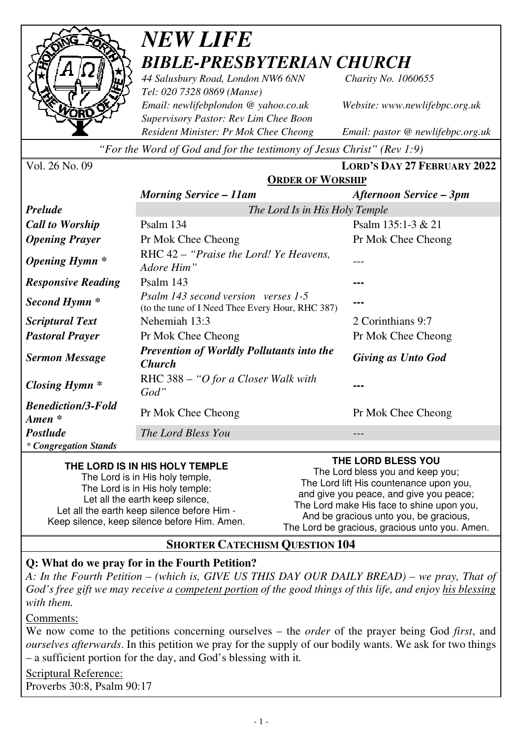# *NEW LIFE*
# *BIBLE-PRESBYTERIAN CHURCH*

*44 Salusbury Road, London NW6 6NN* *Charity No. 1060655*
*Tel: 020 7328 0869 (Manse)*
*Email: newlifebplondon @ yahoo.co.uk* *Website: www.newlifebpc.org.uk*
*Supervisory Pastor: Rev Lim Chee Boon*
*Resident Minister: Pr Mok Chee Cheong* *Email: pastor @ newlifebpc.org.uk*

*"For the Word of God and for the testimony of Jesus Christ" (Rev 1:9)*

Vol. 26 No. 09 **LORD'S DAY 27 FEBRUARY 2022**

## ORDER OF WORSHIP

| | *Morning Service – 11am* | *Afternoon Service – 3pm* |
|---|---|---|
| ***Prelude*** | *The Lord Is in His Holy Temple* | |
| ***Call to Worship*** | Psalm 134 | Psalm 135:1-3 & 21 |
| ***Opening Prayer*** | Pr Mok Chee Cheong | Pr Mok Chee Cheong |
| ***Opening Hymn**** | RHC 42 – *"Praise the Lord! Ye Heavens, Adore Him"* | --- |
| ***Responsive Reading*** | Psalm 143 | --- |
| ***Second Hymn**** | *Psalm 143 second version verses 1-5* (to the tune of I Need Thee Every Hour, RHC 387) | --- |
| ***Scriptural Text*** | Nehemiah 13:3 | 2 Corinthians 9:7 |
| ***Pastoral Prayer*** | Pr Mok Chee Cheong | Pr Mok Chee Cheong |
| ***Sermon Message*** | ***Prevention of Worldly Pollutants into the Church*** | ***Giving as Unto God*** |
| ***Closing Hymn**** | RHC 388 – *"O for a Closer Walk with God"* | --- |
| ***Benediction/3-Fold Amen**** | Pr Mok Chee Cheong | Pr Mok Chee Cheong |
| ***Postlude*** | *The Lord Bless You* | --- |

*\* Congregation Stands*

**THE LORD IS IN HIS HOLY TEMPLE**

The Lord is in His holy temple,
The Lord is in His holy temple:
Let all the earth keep silence,
Let all the earth keep silence before Him -
Keep silence, keep silence before Him. Amen.

**THE LORD BLESS YOU**

The Lord bless you and keep you;
The Lord lift His countenance upon you,
and give you peace, and give you peace;
The Lord make His face to shine upon you,
And be gracious unto you, be gracious,
The Lord be gracious, gracious unto you. Amen.

## SHORTER CATECHISM QUESTION 104

**Q: What do we pray for in the Fourth Petition?**

*A: In the Fourth Petition – (which is, GIVE US THIS DAY OUR DAILY BREAD) – we pray, That of God's free gift we may receive a competent portion of the good things of this life, and enjoy his blessing with them.*

Comments:

We now come to the petitions concerning ourselves – the *order* of the prayer being God *first*, and *ourselves afterwards*. In this petition we pray for the supply of our bodily wants. We ask for two things – a sufficient portion for the day, and God's blessing with it.

Scriptural Reference:

Proverbs 30:8, Psalm 90:17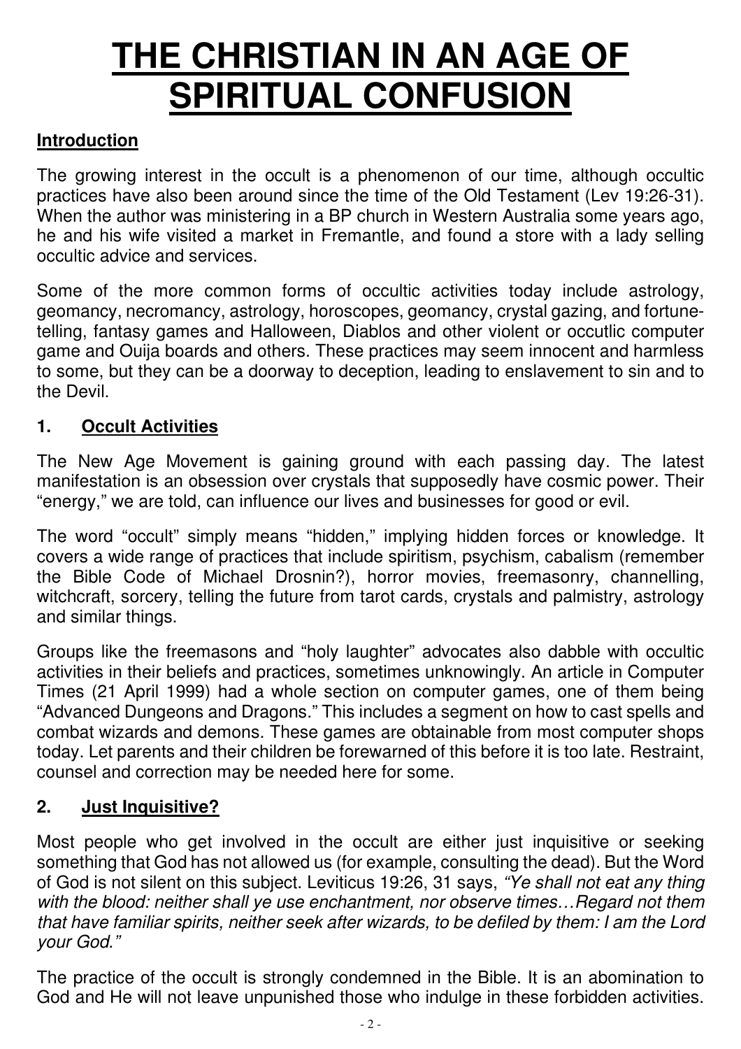# THE CHRISTIAN IN AN AGE OF SPIRITUAL CONFUSION

## Introduction

The growing interest in the occult is a phenomenon of our time, although occultic practices have also been around since the time of the Old Testament (Lev 19:26-31). When the author was ministering in a BP church in Western Australia some years ago, he and his wife visited a market in Fremantle, and found a store with a lady selling occultic advice and services.

Some of the more common forms of occultic activities today include astrology, geomancy, necromancy, astrology, horoscopes, geomancy, crystal gazing, and fortune-telling, fantasy games and Halloween, Diablos and other violent or occutlic computer game and Ouija boards and others. These practices may seem innocent and harmless to some, but they can be a doorway to deception, leading to enslavement to sin and to the Devil.

## 1. Occult Activities

The New Age Movement is gaining ground with each passing day. The latest manifestation is an obsession over crystals that supposedly have cosmic power. Their "energy," we are told, can influence our lives and businesses for good or evil.

The word "occult" simply means "hidden," implying hidden forces or knowledge. It covers a wide range of practices that include spiritism, psychism, cabalism (remember the Bible Code of Michael Drosnin?), horror movies, freemasonry, channelling, witchcraft, sorcery, telling the future from tarot cards, crystals and palmistry, astrology and similar things.

Groups like the freemasons and "holy laughter" advocates also dabble with occultic activities in their beliefs and practices, sometimes unknowingly. An article in Computer Times (21 April 1999) had a whole section on computer games, one of them being "Advanced Dungeons and Dragons." This includes a segment on how to cast spells and combat wizards and demons. These games are obtainable from most computer shops today. Let parents and their children be forewarned of this before it is too late. Restraint, counsel and correction may be needed here for some.

## 2. Just Inquisitive?

Most people who get involved in the occult are either just inquisitive or seeking something that God has not allowed us (for example, consulting the dead). But the Word of God is not silent on this subject. Leviticus 19:26, 31 says, *"Ye shall not eat any thing with the blood: neither shall ye use enchantment, nor observe times…Regard not them that have familiar spirits, neither seek after wizards, to be defiled by them: I am the Lord your God."*

The practice of the occult is strongly condemned in the Bible. It is an abomination to God and He will not leave unpunished those who indulge in these forbidden activities.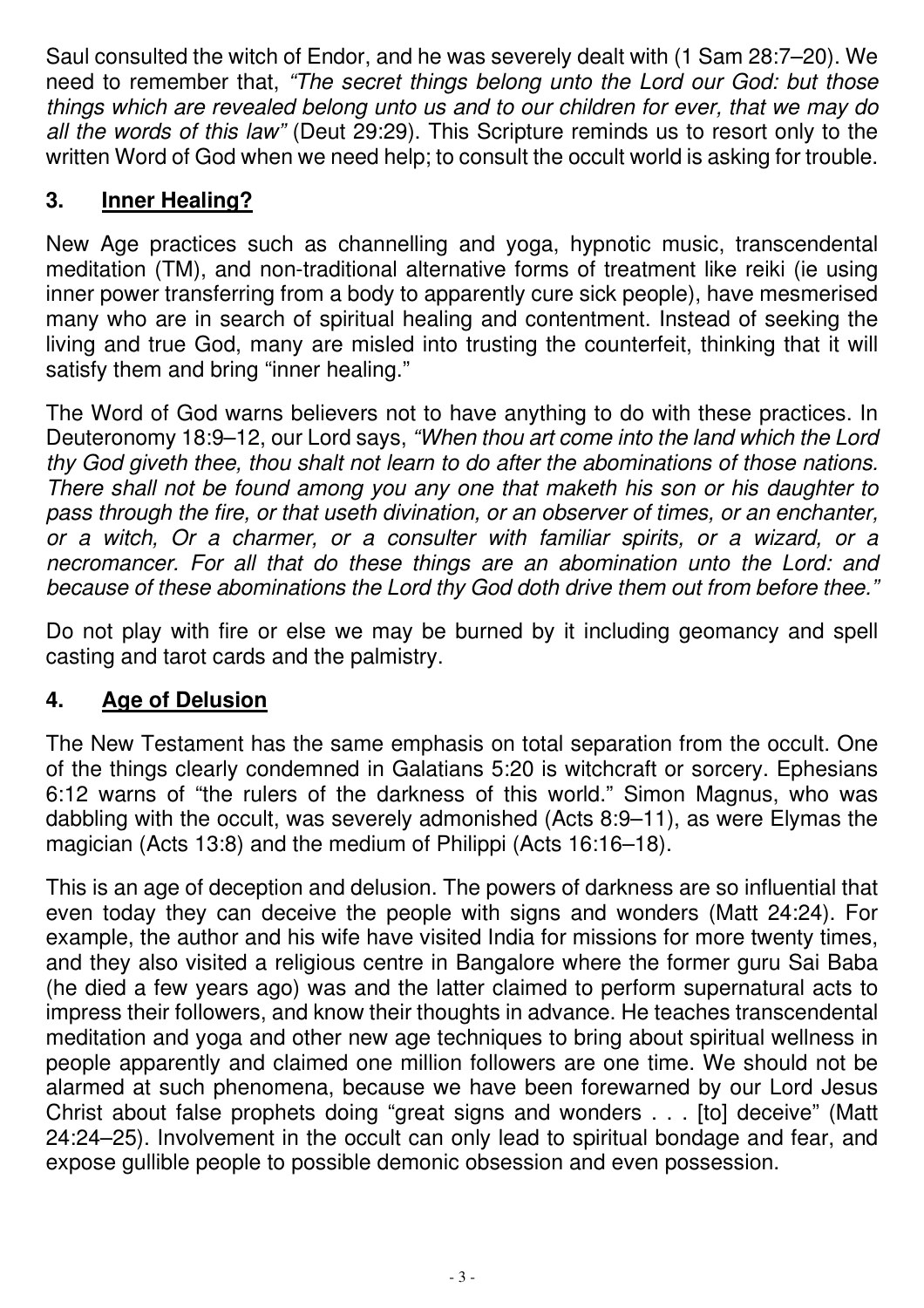Saul consulted the witch of Endor, and he was severely dealt with (1 Sam 28:7–20). We need to remember that, *"The secret things belong unto the Lord our God: but those things which are revealed belong unto us and to our children for ever, that we may do all the words of this law"* (Deut 29:29). This Scripture reminds us to resort only to the written Word of God when we need help; to consult the occult world is asking for trouble.

## 3. <u>Inner Healing?</u>

New Age practices such as channelling and yoga, hypnotic music, transcendental meditation (TM), and non-traditional alternative forms of treatment like reiki (ie using inner power transferring from a body to apparently cure sick people), have mesmerised many who are in search of spiritual healing and contentment. Instead of seeking the living and true God, many are misled into trusting the counterfeit, thinking that it will satisfy them and bring "inner healing."

The Word of God warns believers not to have anything to do with these practices. In Deuteronomy 18:9–12, our Lord says, *"When thou art come into the land which the Lord thy God giveth thee, thou shalt not learn to do after the abominations of those nations. There shall not be found among you any one that maketh his son or his daughter to pass through the fire, or that useth divination, or an observer of times, or an enchanter, or a witch, Or a charmer, or a consulter with familiar spirits, or a wizard, or a necromancer. For all that do these things are an abomination unto the Lord: and because of these abominations the Lord thy God doth drive them out from before thee."*

Do not play with fire or else we may be burned by it including geomancy and spell casting and tarot cards and the palmistry.

## 4. <u>Age of Delusion</u>

The New Testament has the same emphasis on total separation from the occult. One of the things clearly condemned in Galatians 5:20 is witchcraft or sorcery. Ephesians 6:12 warns of "the rulers of the darkness of this world." Simon Magnus, who was dabbling with the occult, was severely admonished (Acts 8:9–11), as were Elymas the magician (Acts 13:8) and the medium of Philippi (Acts 16:16–18).

This is an age of deception and delusion. The powers of darkness are so influential that even today they can deceive the people with signs and wonders (Matt 24:24). For example, the author and his wife have visited India for missions for more twenty times, and they also visited a religious centre in Bangalore where the former guru Sai Baba (he died a few years ago) was and the latter claimed to perform supernatural acts to impress their followers, and know their thoughts in advance. He teaches transcendental meditation and yoga and other new age techniques to bring about spiritual wellness in people apparently and claimed one million followers are one time. We should not be alarmed at such phenomena, because we have been forewarned by our Lord Jesus Christ about false prophets doing "great signs and wonders . . . [to] deceive" (Matt 24:24–25). Involvement in the occult can only lead to spiritual bondage and fear, and expose gullible people to possible demonic obsession and even possession.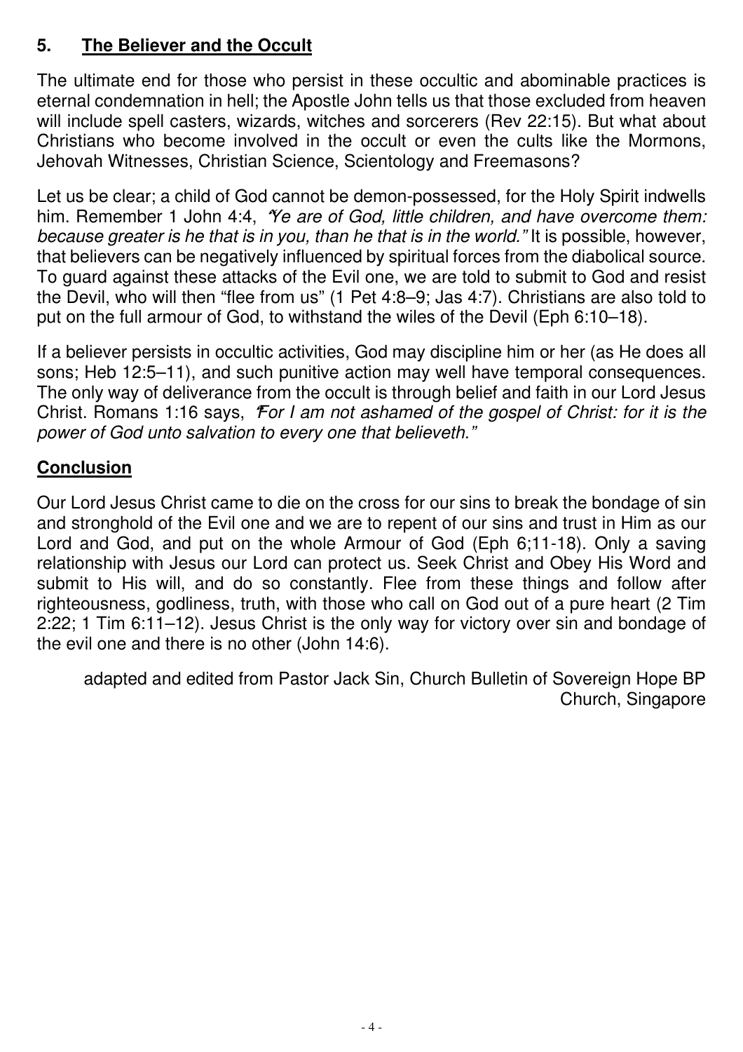## 5. The Believer and the Occult

The ultimate end for those who persist in these occultic and abominable practices is eternal condemnation in hell; the Apostle John tells us that those excluded from heaven will include spell casters, wizards, witches and sorcerers (Rev 22:15). But what about Christians who become involved in the occult or even the cults like the Mormons, Jehovah Witnesses, Christian Science, Scientology and Freemasons?

Let us be clear; a child of God cannot be demon-possessed, for the Holy Spirit indwells him. Remember 1 John 4:4, *"Ye are of God, little children, and have overcome them: because greater is he that is in you, than he that is in the world."* It is possible, however, that believers can be negatively influenced by spiritual forces from the diabolical source. To guard against these attacks of the Evil one, we are told to submit to God and resist the Devil, who will then "flee from us" (1 Pet 4:8–9; Jas 4:7). Christians are also told to put on the full armour of God, to withstand the wiles of the Devil (Eph 6:10–18).

If a believer persists in occultic activities, God may discipline him or her (as He does all sons; Heb 12:5–11), and such punitive action may well have temporal consequences. The only way of deliverance from the occult is through belief and faith in our Lord Jesus Christ. Romans 1:16 says, *"For I am not ashamed of the gospel of Christ: for it is the power of God unto salvation to every one that believeth."*

## Conclusion

Our Lord Jesus Christ came to die on the cross for our sins to break the bondage of sin and stronghold of the Evil one and we are to repent of our sins and trust in Him as our Lord and God, and put on the whole Armour of God (Eph 6;11-18). Only a saving relationship with Jesus our Lord can protect us. Seek Christ and Obey His Word and submit to His will, and do so constantly. Flee from these things and follow after righteousness, godliness, truth, with those who call on God out of a pure heart (2 Tim 2:22; 1 Tim 6:11–12). Jesus Christ is the only way for victory over sin and bondage of the evil one and there is no other (John 14:6).

adapted and edited from Pastor Jack Sin, Church Bulletin of Sovereign Hope BP Church, Singapore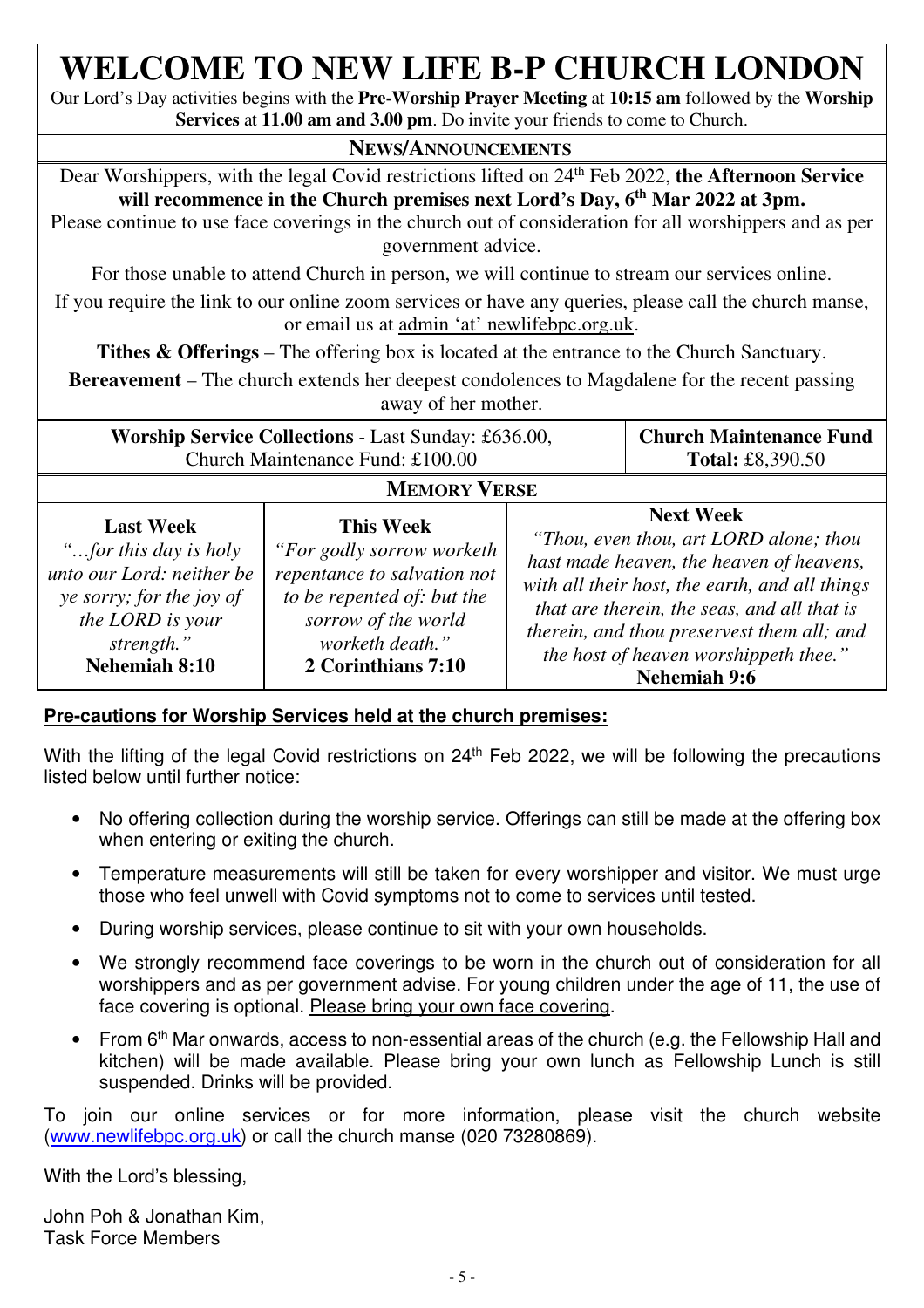# WELCOME TO NEW LIFE B-P CHURCH LONDON

Our Lord's Day activities begins with the **Pre-Worship Prayer Meeting** at **10:15 am** followed by the **Worship Services** at **11.00 am and 3.00 pm**. Do invite your friends to come to Church.

## NEWS/ANNOUNCEMENTS

Dear Worshippers, with the legal Covid restrictions lifted on 24th Feb 2022, **the Afternoon Service will recommence in the Church premises next Lord's Day, 6th Mar 2022 at 3pm.**

Please continue to use face coverings in the church out of consideration for all worshippers and as per government advice.

For those unable to attend Church in person, we will continue to stream our services online.

If you require the link to our online zoom services or have any queries, please call the church manse, or email us at admin 'at' newlifebpc.org.uk.

**Tithes & Offerings** – The offering box is located at the entrance to the Church Sanctuary.

**Bereavement** – The church extends her deepest condolences to Magdalene for the recent passing away of her mother.

| **Worship Service Collections** - Last Sunday: £636.00, Church Maintenance Fund: £100.00 | **Church Maintenance Fund Total:** £8,390.50 |
|---|---|

## MEMORY VERSE

| **Last Week** | **This Week** | **Next Week** |
|---|---|---|
| *"…for this day is holy unto our Lord: neither be ye sorry; for the joy of the LORD is your strength."* **Nehemiah 8:10** | *"For godly sorrow worketh repentance to salvation not to be repented of: but the sorrow of the world worketh death."* **2 Corinthians 7:10** | *"Thou, even thou, art LORD alone; thou hast made heaven, the heaven of heavens, with all their host, the earth, and all things that are therein, the seas, and all that is therein, and thou preservest them all; and the host of heaven worshippeth thee."* **Nehemiah 9:6** |

**Pre-cautions for Worship Services held at the church premises:**

With the lifting of the legal Covid restrictions on 24th Feb 2022, we will be following the precautions listed below until further notice:

- No offering collection during the worship service. Offerings can still be made at the offering box when entering or exiting the church.
- Temperature measurements will still be taken for every worshipper and visitor. We must urge those who feel unwell with Covid symptoms not to come to services until tested.
- During worship services, please continue to sit with your own households.
- We strongly recommend face coverings to be worn in the church out of consideration for all worshippers and as per government advise. For young children under the age of 11, the use of face covering is optional. Please bring your own face covering.
- From 6th Mar onwards, access to non-essential areas of the church (e.g. the Fellowship Hall and kitchen) will be made available. Please bring your own lunch as Fellowship Lunch is still suspended. Drinks will be provided.

To join our online services or for more information, please visit the church website (www.newlifebpc.org.uk) or call the church manse (020 73280869).

With the Lord's blessing,

John Poh & Jonathan Kim,
Task Force Members